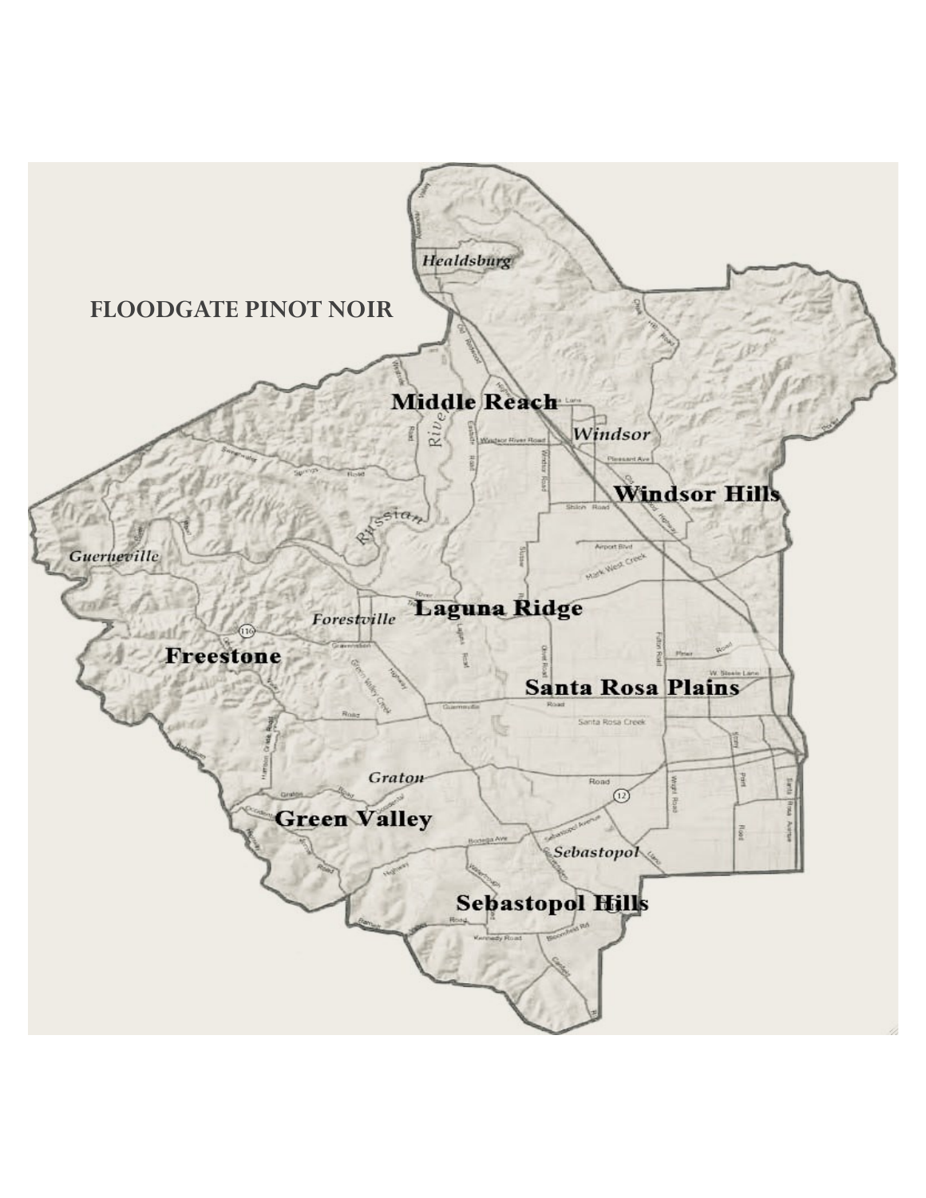FLOODGATE PINOT NOIR

Healdsburg

Middle Reach

Windsor

Windsor Hills

Guerneville

Forestville

Laguna Ridge

Freestone

Santa Rosa Plains

Graton

Green Valley

Sebastopol

Sebastopol Hills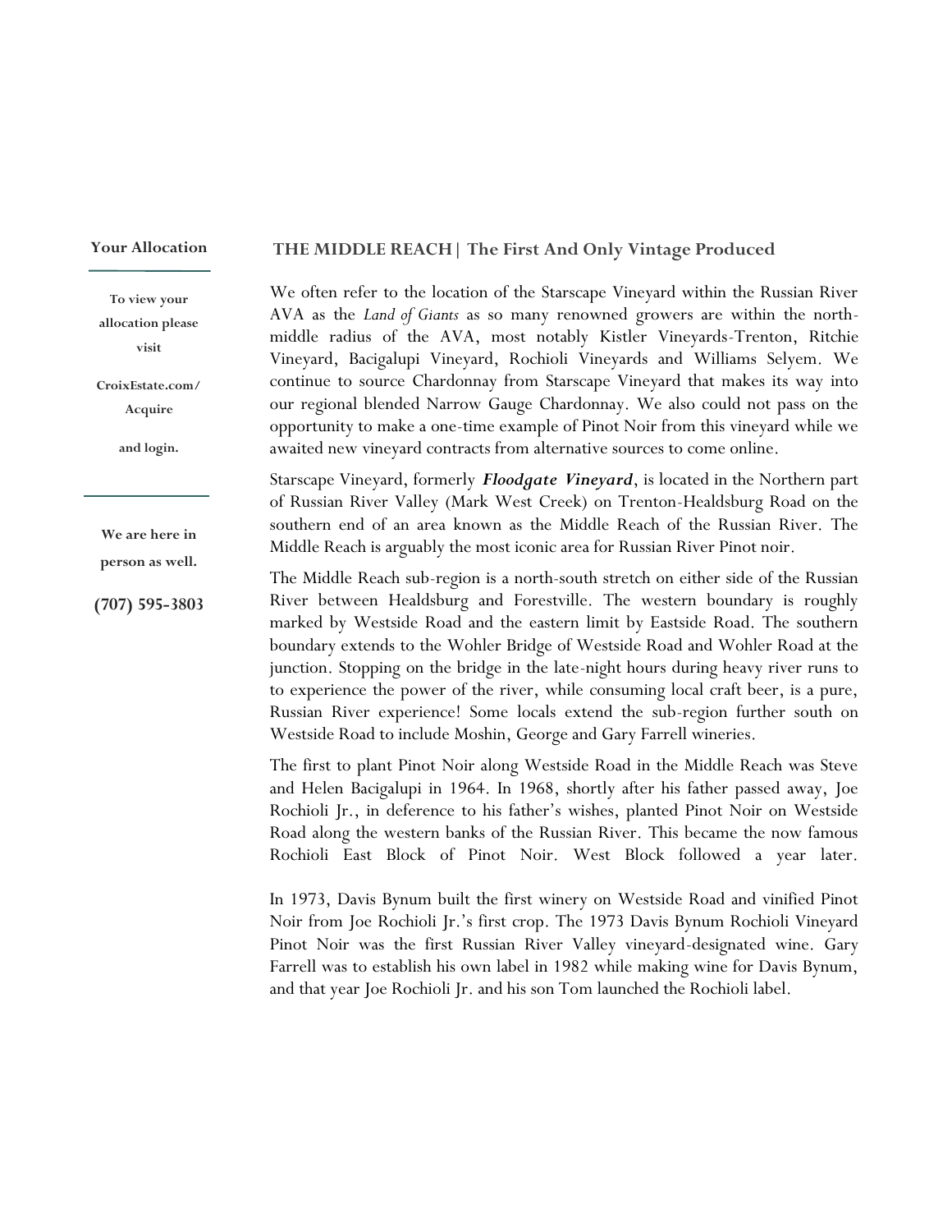**Your Allocation**

**To view your allocation please visit**

**CroixEstate.com/ Acquire**

**and login.**

**We are here in person as well.**

**(707) 595-3803**

## THE MIDDLE REACH | The First And Only Vintage Produced

We often refer to the location of the Starscape Vineyard within the Russian River AVA as the *Land of Giants* as so many renowned growers are within the north-middle radius of the AVA, most notably Kistler Vineyards-Trenton, Ritchie Vineyard, Bacigalupi Vineyard, Rochioli Vineyards and Williams Selyem. We continue to source Chardonnay from Starscape Vineyard that makes its way into our regional blended Narrow Gauge Chardonnay. We also could not pass on the opportunity to make a one-time example of Pinot Noir from this vineyard while we awaited new vineyard contracts from alternative sources to come online.

Starscape Vineyard, formerly ***Floodgate Vineyard***, is located in the Northern part of Russian River Valley (Mark West Creek) on Trenton-Healdsburg Road on the southern end of an area known as the Middle Reach of the Russian River. The Middle Reach is arguably the most iconic area for Russian River Pinot noir.

The Middle Reach sub-region is a north-south stretch on either side of the Russian River between Healdsburg and Forestville. The western boundary is roughly marked by Westside Road and the eastern limit by Eastside Road. The southern boundary extends to the Wohler Bridge of Westside Road and Wohler Road at the junction. Stopping on the bridge in the late-night hours during heavy river runs to to experience the power of the river, while consuming local craft beer, is a pure, Russian River experience! Some locals extend the sub-region further south on Westside Road to include Moshin, George and Gary Farrell wineries.

The first to plant Pinot Noir along Westside Road in the Middle Reach was Steve and Helen Bacigalupi in 1964. In 1968, shortly after his father passed away, Joe Rochioli Jr., in deference to his father's wishes, planted Pinot Noir on Westside Road along the western banks of the Russian River. This became the now famous Rochioli East Block of Pinot Noir. West Block followed a year later.

In 1973, Davis Bynum built the first winery on Westside Road and vinified Pinot Noir from Joe Rochioli Jr.'s first crop. The 1973 Davis Bynum Rochioli Vineyard Pinot Noir was the first Russian River Valley vineyard-designated wine. Gary Farrell was to establish his own label in 1982 while making wine for Davis Bynum, and that year Joe Rochioli Jr. and his son Tom launched the Rochioli label.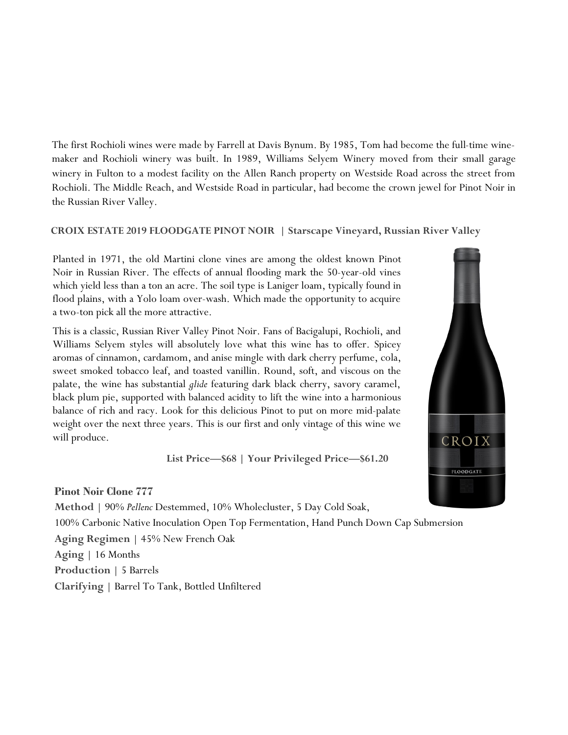The first Rochioli wines were made by Farrell at Davis Bynum. By 1985, Tom had become the full-time winemaker and Rochioli winery was built. In 1989, Williams Selyem Winery moved from their small garage winery in Fulton to a modest facility on the Allen Ranch property on Westside Road across the street from Rochioli. The Middle Reach, and Westside Road in particular, had become the crown jewel for Pinot Noir in the Russian River Valley.

**CROIX ESTATE 2019 FLOODGATE PINOT NOIR | Starscape Vineyard, Russian River Valley**

Planted in 1971, the old Martini clone vines are among the oldest known Pinot Noir in Russian River. The effects of annual flooding mark the 50-year-old vines which yield less than a ton an acre. The soil type is Laniger loam, typically found in flood plains, with a Yolo loam over-wash. Which made the opportunity to acquire a two-ton pick all the more attractive.

This is a classic, Russian River Valley Pinot Noir. Fans of Bacigalupi, Rochioli, and Williams Selyem styles will absolutely love what this wine has to offer. Spicey aromas of cinnamon, cardamom, and anise mingle with dark cherry perfume, cola, sweet smoked tobacco leaf, and toasted vanillin. Round, soft, and viscous on the palate, the wine has substantial *glide* featuring dark black cherry, savory caramel, black plum pie, supported with balanced acidity to lift the wine into a harmonious balance of rich and racy. Look for this delicious Pinot to put on more mid-palate weight over the next three years. This is our first and only vintage of this wine we will produce.

**List Price—$68 | Your Privileged Price—$61.20**

**Pinot Noir Clone 777**

**Method** | 90% *Pellenc* Destemmed, 10% Wholecluster, 5 Day Cold Soak, 100% Carbonic Native Inoculation Open Top Fermentation, Hand Punch Down Cap Submersion

**Aging Regimen** | 45% New French Oak

**Aging** | 16 Months

**Production** | 5 Barrels

**Clarifying** | Barrel To Tank, Bottled Unfiltered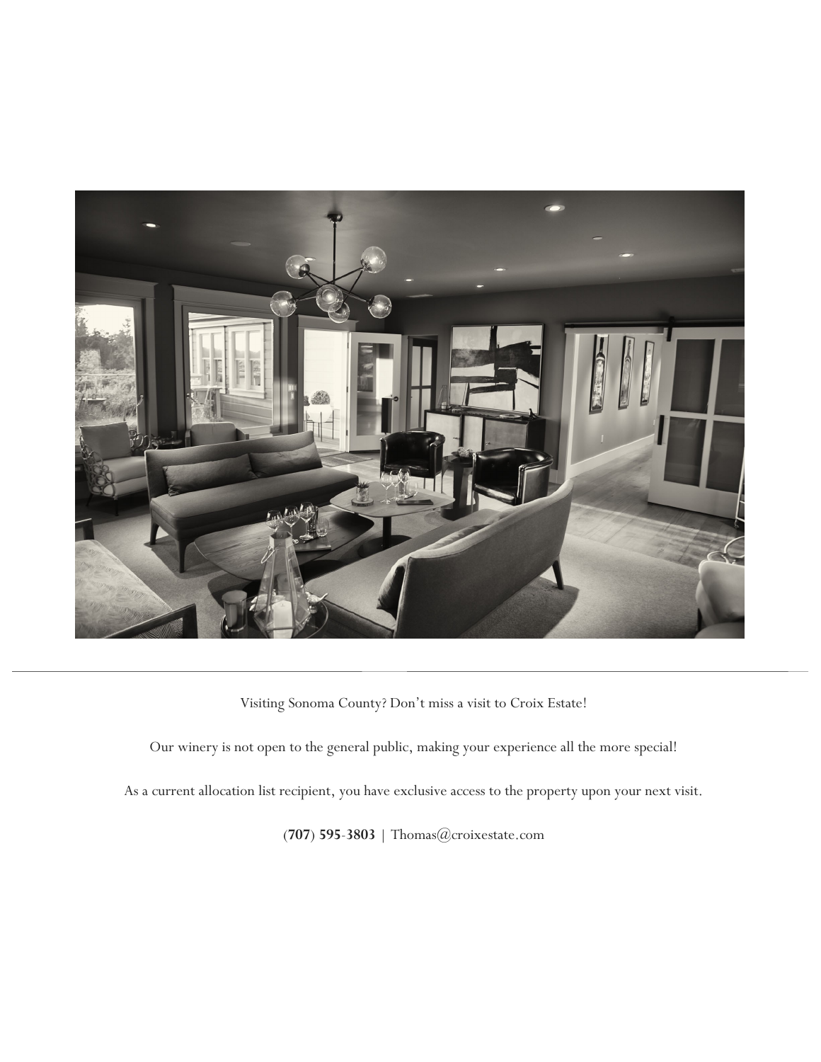Visiting Sonoma County? Don't miss a visit to Croix Estate!

Our winery is not open to the general public, making your experience all the more special!

As a current allocation list recipient, you have exclusive access to the property upon your next visit.

(**707**) **595**-**3803** | Thomas@croixestate.com